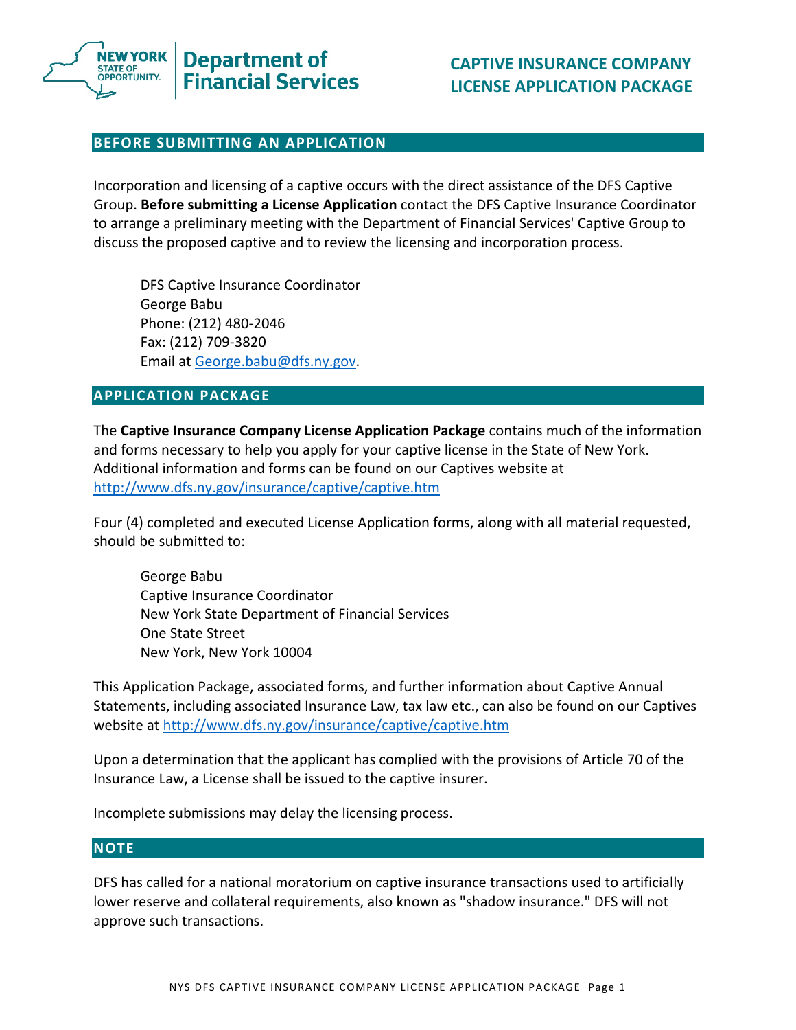# CAPTIVE INSURANCE COMPANY LICENSE APPLICATION PACKAGE

New York State of Opportunity. Department of Financial Services

## BEFORE SUBMITTING AN APPLICATION

Incorporation and licensing of a captive occurs with the direct assistance of the DFS Captive Group. **Before submitting a License Application** contact the DFS Captive Insurance Coordinator to arrange a preliminary meeting with the Department of Financial Services' Captive Group to discuss the proposed captive and to review the licensing and incorporation process.

DFS Captive Insurance Coordinator
George Babu
Phone: (212) 480-2046
Fax: (212) 709-3820
Email at George.babu@dfs.ny.gov.

## APPLICATION PACKAGE

The **Captive Insurance Company License Application Package** contains much of the information and forms necessary to help you apply for your captive license in the State of New York. Additional information and forms can be found on our Captives website at http://www.dfs.ny.gov/insurance/captive/captive.htm

Four (4) completed and executed License Application forms, along with all material requested, should be submitted to:

George Babu
Captive Insurance Coordinator
New York State Department of Financial Services
One State Street
New York, New York 10004

This Application Package, associated forms, and further information about Captive Annual Statements, including associated Insurance Law, tax law etc., can also be found on our Captives website at http://www.dfs.ny.gov/insurance/captive/captive.htm

Upon a determination that the applicant has complied with the provisions of Article 70 of the Insurance Law, a License shall be issued to the captive insurer.

Incomplete submissions may delay the licensing process.

## NOTE

DFS has called for a national moratorium on captive insurance transactions used to artificially lower reserve and collateral requirements, also known as "shadow insurance." DFS will not approve such transactions.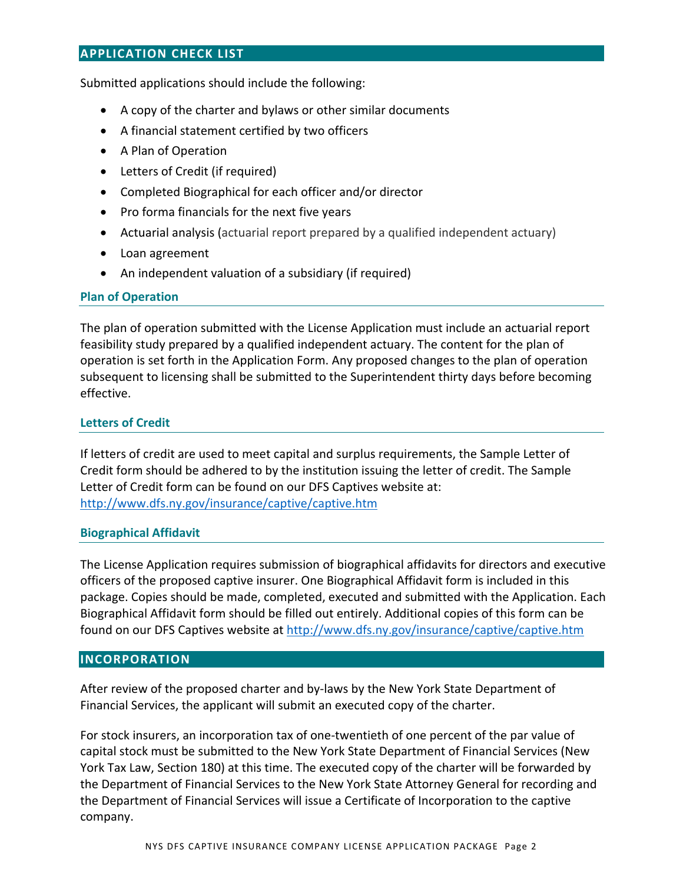## APPLICATION CHECK LIST

Submitted applications should include the following:

- A copy of the charter and bylaws or other similar documents
- A financial statement certified by two officers
- A Plan of Operation
- Letters of Credit (if required)
- Completed Biographical for each officer and/or director
- Pro forma financials for the next five years
- Actuarial analysis (actuarial report prepared by a qualified independent actuary)
- Loan agreement
- An independent valuation of a subsidiary (if required)

### Plan of Operation

The plan of operation submitted with the License Application must include an actuarial report feasibility study prepared by a qualified independent actuary. The content for the plan of operation is set forth in the Application Form. Any proposed changes to the plan of operation subsequent to licensing shall be submitted to the Superintendent thirty days before becoming effective.

### Letters of Credit

If letters of credit are used to meet capital and surplus requirements, the Sample Letter of Credit form should be adhered to by the institution issuing the letter of credit. The Sample Letter of Credit form can be found on our DFS Captives website at: http://www.dfs.ny.gov/insurance/captive/captive.htm

### Biographical Affidavit

The License Application requires submission of biographical affidavits for directors and executive officers of the proposed captive insurer. One Biographical Affidavit form is included in this package. Copies should be made, completed, executed and submitted with the Application. Each Biographical Affidavit form should be filled out entirely. Additional copies of this form can be found on our DFS Captives website at http://www.dfs.ny.gov/insurance/captive/captive.htm

## INCORPORATION

After review of the proposed charter and by-laws by the New York State Department of Financial Services, the applicant will submit an executed copy of the charter.

For stock insurers, an incorporation tax of one-twentieth of one percent of the par value of capital stock must be submitted to the New York State Department of Financial Services (New York Tax Law, Section 180) at this time. The executed copy of the charter will be forwarded by the Department of Financial Services to the New York State Attorney General for recording and the Department of Financial Services will issue a Certificate of Incorporation to the captive company.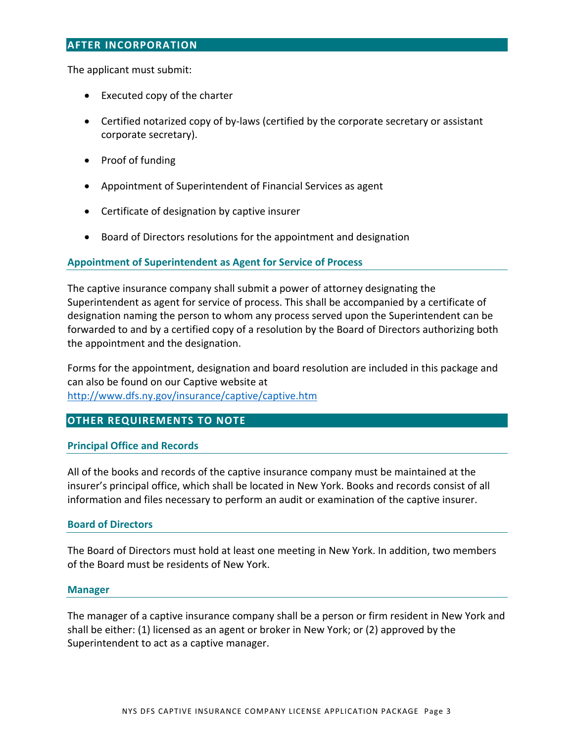## AFTER INCORPORATION

The applicant must submit:

- Executed copy of the charter
- Certified notarized copy of by-laws (certified by the corporate secretary or assistant corporate secretary).
- Proof of funding
- Appointment of Superintendent of Financial Services as agent
- Certificate of designation by captive insurer
- Board of Directors resolutions for the appointment and designation

### Appointment of Superintendent as Agent for Service of Process

The captive insurance company shall submit a power of attorney designating the Superintendent as agent for service of process. This shall be accompanied by a certificate of designation naming the person to whom any process served upon the Superintendent can be forwarded to and by a certified copy of a resolution by the Board of Directors authorizing both the appointment and the designation.

Forms for the appointment, designation and board resolution are included in this package and can also be found on our Captive website at [http://www.dfs.ny.gov/insurance/captive/captive.htm](http://www.dfs.ny.gov/insurance/captive/captive.htm)

## OTHER REQUIREMENTS TO NOTE

### Principal Office and Records

All of the books and records of the captive insurance company must be maintained at the insurer's principal office, which shall be located in New York. Books and records consist of all information and files necessary to perform an audit or examination of the captive insurer.

### Board of Directors

The Board of Directors must hold at least one meeting in New York. In addition, two members of the Board must be residents of New York.

### Manager

The manager of a captive insurance company shall be a person or firm resident in New York and shall be either: (1) licensed as an agent or broker in New York; or (2) approved by the Superintendent to act as a captive manager.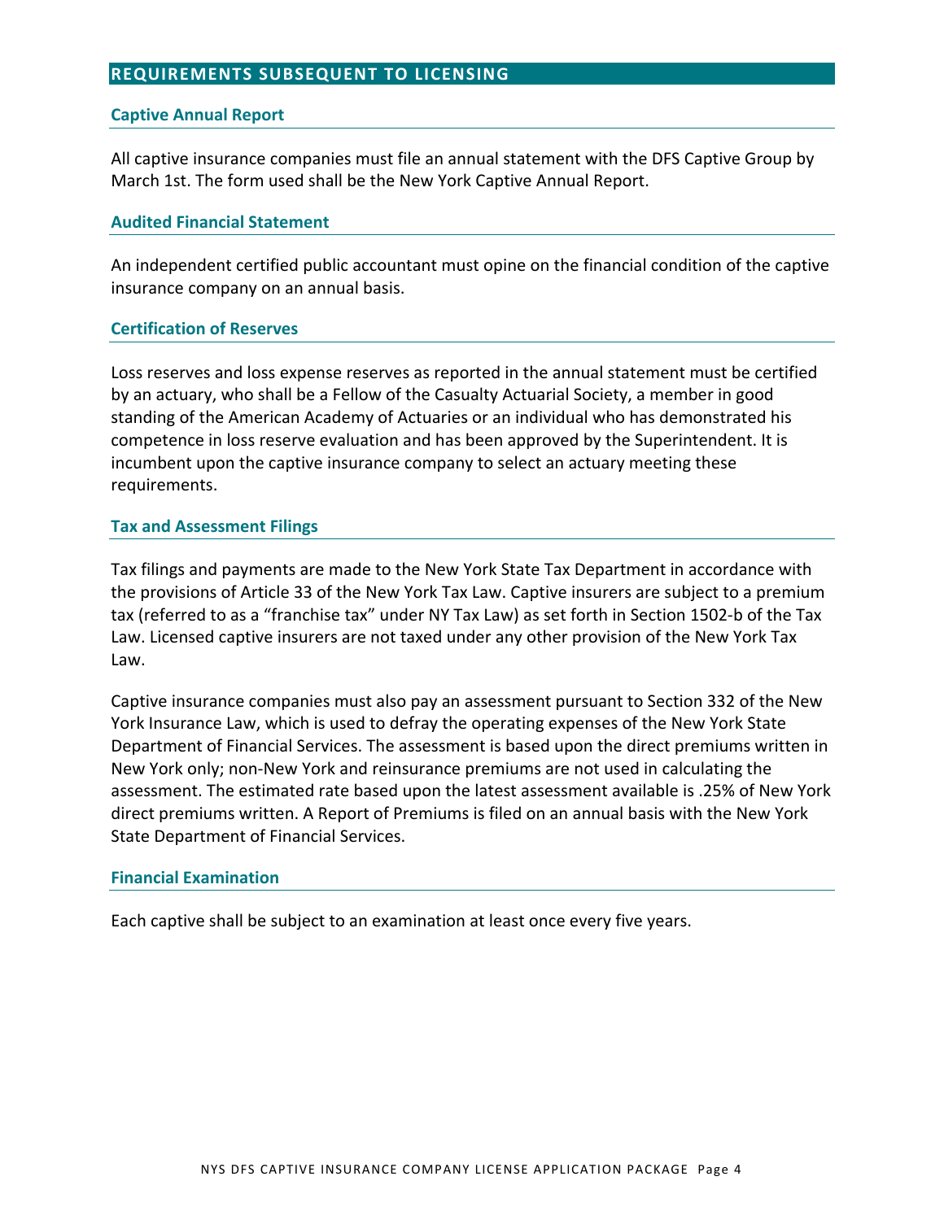## REQUIREMENTS SUBSEQUENT TO LICENSING

### Captive Annual Report

All captive insurance companies must file an annual statement with the DFS Captive Group by March 1st. The form used shall be the New York Captive Annual Report.

### Audited Financial Statement

An independent certified public accountant must opine on the financial condition of the captive insurance company on an annual basis.

### Certification of Reserves

Loss reserves and loss expense reserves as reported in the annual statement must be certified by an actuary, who shall be a Fellow of the Casualty Actuarial Society, a member in good standing of the American Academy of Actuaries or an individual who has demonstrated his competence in loss reserve evaluation and has been approved by the Superintendent. It is incumbent upon the captive insurance company to select an actuary meeting these requirements.

### Tax and Assessment Filings

Tax filings and payments are made to the New York State Tax Department in accordance with the provisions of Article 33 of the New York Tax Law. Captive insurers are subject to a premium tax (referred to as a "franchise tax" under NY Tax Law) as set forth in Section 1502-b of the Tax Law. Licensed captive insurers are not taxed under any other provision of the New York Tax Law.

Captive insurance companies must also pay an assessment pursuant to Section 332 of the New York Insurance Law, which is used to defray the operating expenses of the New York State Department of Financial Services. The assessment is based upon the direct premiums written in New York only; non-New York and reinsurance premiums are not used in calculating the assessment. The estimated rate based upon the latest assessment available is .25% of New York direct premiums written. A Report of Premiums is filed on an annual basis with the New York State Department of Financial Services.

### Financial Examination

Each captive shall be subject to an examination at least once every five years.